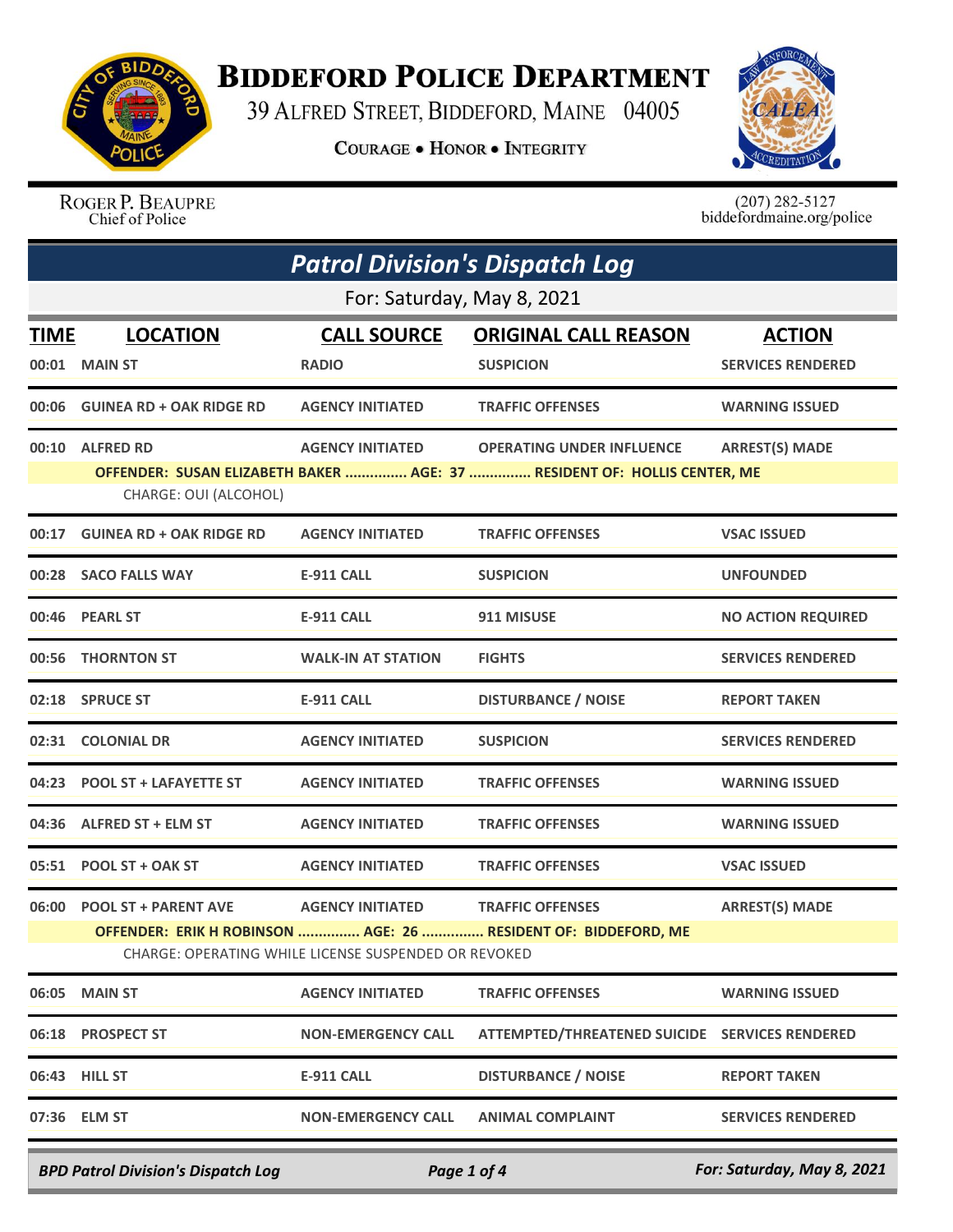# BIDDEFORD POLICE DEPARTMENT

39 ALFRED STREET, BIDDEFORD, MAINE 04005

**COURAGE • HONOR • INTEGRITY**

ROGER P. BEAUPRE
Chief of Police

(207) 282-5127
biddefordmaine.org/police

## *Patrol Division's Dispatch Log*

For: Saturday, May 8, 2021

| TIME | LOCATION | CALL SOURCE | ORIGINAL CALL REASON | ACTION |
|---|---|---|---|---|
| 00:01 | MAIN ST | RADIO | SUSPICION | SERVICES RENDERED |
| 00:06 | GUINEA RD + OAK RIDGE RD | AGENCY INITIATED | TRAFFIC OFFENSES | WARNING ISSUED |
| 00:10 | ALFRED RD | AGENCY INITIATED | OPERATING UNDER INFLUENCE | ARREST(S) MADE |
| | OFFENDER: SUSAN ELIZABETH BAKER ............... AGE: 37 ............... RESIDENT OF: HOLLIS CENTER, ME | | | |
| | CHARGE: OUI (ALCOHOL) | | | |
| 00:17 | GUINEA RD + OAK RIDGE RD | AGENCY INITIATED | TRAFFIC OFFENSES | VSAC ISSUED |
| 00:28 | SACO FALLS WAY | E-911 CALL | SUSPICION | UNFOUNDED |
| 00:46 | PEARL ST | E-911 CALL | 911 MISUSE | NO ACTION REQUIRED |
| 00:56 | THORNTON ST | WALK-IN AT STATION | FIGHTS | SERVICES RENDERED |
| 02:18 | SPRUCE ST | E-911 CALL | DISTURBANCE / NOISE | REPORT TAKEN |
| 02:31 | COLONIAL DR | AGENCY INITIATED | SUSPICION | SERVICES RENDERED |
| 04:23 | POOL ST + LAFAYETTE ST | AGENCY INITIATED | TRAFFIC OFFENSES | WARNING ISSUED |
| 04:36 | ALFRED ST + ELM ST | AGENCY INITIATED | TRAFFIC OFFENSES | WARNING ISSUED |
| 05:51 | POOL ST + OAK ST | AGENCY INITIATED | TRAFFIC OFFENSES | VSAC ISSUED |
| 06:00 | POOL ST + PARENT AVE | AGENCY INITIATED | TRAFFIC OFFENSES | ARREST(S) MADE |
| | OFFENDER: ERIK H ROBINSON ............... AGE: 26 ............... RESIDENT OF: BIDDEFORD, ME | | | |
| | CHARGE: OPERATING WHILE LICENSE SUSPENDED OR REVOKED | | | |
| 06:05 | MAIN ST | AGENCY INITIATED | TRAFFIC OFFENSES | WARNING ISSUED |
| 06:18 | PROSPECT ST | NON-EMERGENCY CALL | ATTEMPTED/THREATENED SUICIDE | SERVICES RENDERED |
| 06:43 | HILL ST | E-911 CALL | DISTURBANCE / NOISE | REPORT TAKEN |
| 07:36 | ELM ST | NON-EMERGENCY CALL | ANIMAL COMPLAINT | SERVICES RENDERED |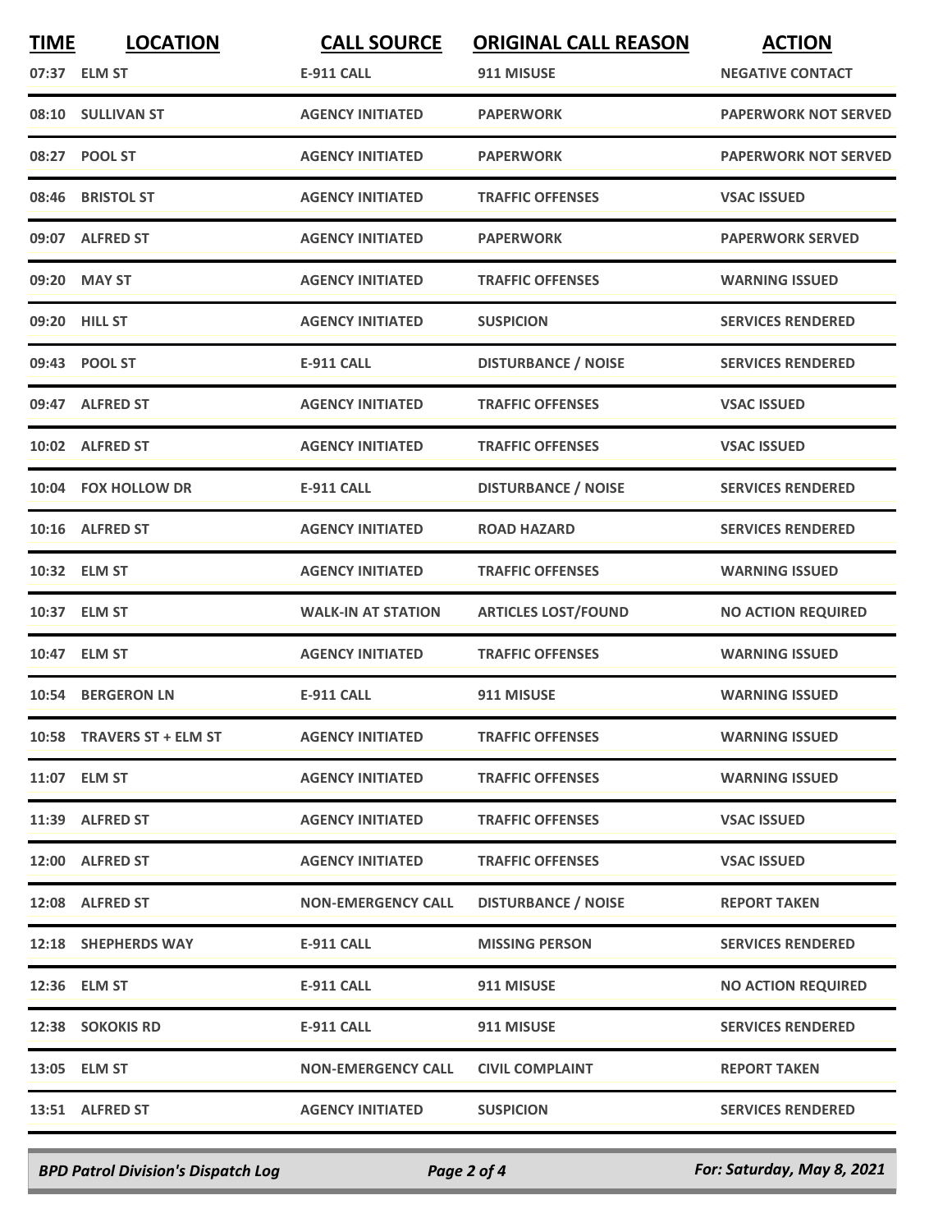| TIME | LOCATION | CALL SOURCE | ORIGINAL CALL REASON | ACTION |
|---|---|---|---|---|
| 07:37 | ELM ST | E-911 CALL | 911 MISUSE | NEGATIVE CONTACT |
| 08:10 | SULLIVAN ST | AGENCY INITIATED | PAPERWORK | PAPERWORK NOT SERVED |
| 08:27 | POOL ST | AGENCY INITIATED | PAPERWORK | PAPERWORK NOT SERVED |
| 08:46 | BRISTOL ST | AGENCY INITIATED | TRAFFIC OFFENSES | VSAC ISSUED |
| 09:07 | ALFRED ST | AGENCY INITIATED | PAPERWORK | PAPERWORK SERVED |
| 09:20 | MAY ST | AGENCY INITIATED | TRAFFIC OFFENSES | WARNING ISSUED |
| 09:20 | HILL ST | AGENCY INITIATED | SUSPICION | SERVICES RENDERED |
| 09:43 | POOL ST | E-911 CALL | DISTURBANCE / NOISE | SERVICES RENDERED |
| 09:47 | ALFRED ST | AGENCY INITIATED | TRAFFIC OFFENSES | VSAC ISSUED |
| 10:02 | ALFRED ST | AGENCY INITIATED | TRAFFIC OFFENSES | VSAC ISSUED |
| 10:04 | FOX HOLLOW DR | E-911 CALL | DISTURBANCE / NOISE | SERVICES RENDERED |
| 10:16 | ALFRED ST | AGENCY INITIATED | ROAD HAZARD | SERVICES RENDERED |
| 10:32 | ELM ST | AGENCY INITIATED | TRAFFIC OFFENSES | WARNING ISSUED |
| 10:37 | ELM ST | WALK-IN AT STATION | ARTICLES LOST/FOUND | NO ACTION REQUIRED |
| 10:47 | ELM ST | AGENCY INITIATED | TRAFFIC OFFENSES | WARNING ISSUED |
| 10:54 | BERGERON LN | E-911 CALL | 911 MISUSE | WARNING ISSUED |
| 10:58 | TRAVERS ST + ELM ST | AGENCY INITIATED | TRAFFIC OFFENSES | WARNING ISSUED |
| 11:07 | ELM ST | AGENCY INITIATED | TRAFFIC OFFENSES | WARNING ISSUED |
| 11:39 | ALFRED ST | AGENCY INITIATED | TRAFFIC OFFENSES | VSAC ISSUED |
| 12:00 | ALFRED ST | AGENCY INITIATED | TRAFFIC OFFENSES | VSAC ISSUED |
| 12:08 | ALFRED ST | NON-EMERGENCY CALL | DISTURBANCE / NOISE | REPORT TAKEN |
| 12:18 | SHEPHERDS WAY | E-911 CALL | MISSING PERSON | SERVICES RENDERED |
| 12:36 | ELM ST | E-911 CALL | 911 MISUSE | NO ACTION REQUIRED |
| 12:38 | SOKOKIS RD | E-911 CALL | 911 MISUSE | SERVICES RENDERED |
| 13:05 | ELM ST | NON-EMERGENCY CALL | CIVIL COMPLAINT | REPORT TAKEN |
| 13:51 | ALFRED ST | AGENCY INITIATED | SUSPICION | SERVICES RENDERED |

*BPD Patrol Division's Dispatch Log* — *For: Saturday, May 8, 2021*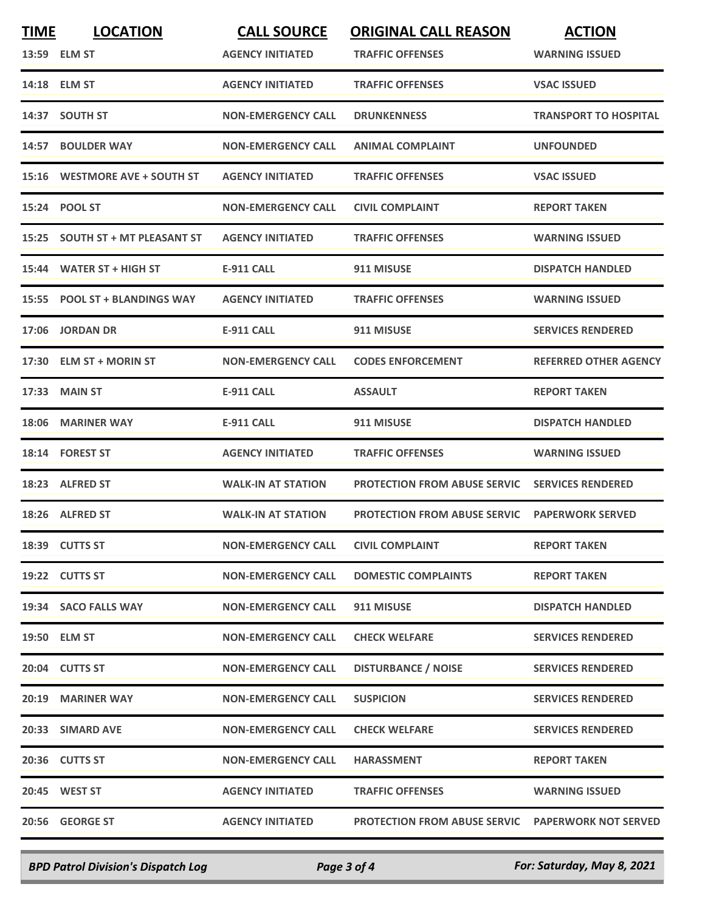| TIME | LOCATION | CALL SOURCE | ORIGINAL CALL REASON | ACTION |
|---|---|---|---|---|
| 13:59 | ELM ST | AGENCY INITIATED | TRAFFIC OFFENSES | WARNING ISSUED |
| 14:18 | ELM ST | AGENCY INITIATED | TRAFFIC OFFENSES | VSAC ISSUED |
| 14:37 | SOUTH ST | NON-EMERGENCY CALL | DRUNKENNESS | TRANSPORT TO HOSPITAL |
| 14:57 | BOULDER WAY | NON-EMERGENCY CALL | ANIMAL COMPLAINT | UNFOUNDED |
| 15:16 | WESTMORE AVE + SOUTH ST | AGENCY INITIATED | TRAFFIC OFFENSES | VSAC ISSUED |
| 15:24 | POOL ST | NON-EMERGENCY CALL | CIVIL COMPLAINT | REPORT TAKEN |
| 15:25 | SOUTH ST + MT PLEASANT ST | AGENCY INITIATED | TRAFFIC OFFENSES | WARNING ISSUED |
| 15:44 | WATER ST + HIGH ST | E-911 CALL | 911 MISUSE | DISPATCH HANDLED |
| 15:55 | POOL ST + BLANDINGS WAY | AGENCY INITIATED | TRAFFIC OFFENSES | WARNING ISSUED |
| 17:06 | JORDAN DR | E-911 CALL | 911 MISUSE | SERVICES RENDERED |
| 17:30 | ELM ST + MORIN ST | NON-EMERGENCY CALL | CODES ENFORCEMENT | REFERRED OTHER AGENCY |
| 17:33 | MAIN ST | E-911 CALL | ASSAULT | REPORT TAKEN |
| 18:06 | MARINER WAY | E-911 CALL | 911 MISUSE | DISPATCH HANDLED |
| 18:14 | FOREST ST | AGENCY INITIATED | TRAFFIC OFFENSES | WARNING ISSUED |
| 18:23 | ALFRED ST | WALK-IN AT STATION | PROTECTION FROM ABUSE SERVIC | SERVICES RENDERED |
| 18:26 | ALFRED ST | WALK-IN AT STATION | PROTECTION FROM ABUSE SERVIC | PAPERWORK SERVED |
| 18:39 | CUTTS ST | NON-EMERGENCY CALL | CIVIL COMPLAINT | REPORT TAKEN |
| 19:22 | CUTTS ST | NON-EMERGENCY CALL | DOMESTIC COMPLAINTS | REPORT TAKEN |
| 19:34 | SACO FALLS WAY | NON-EMERGENCY CALL | 911 MISUSE | DISPATCH HANDLED |
| 19:50 | ELM ST | NON-EMERGENCY CALL | CHECK WELFARE | SERVICES RENDERED |
| 20:04 | CUTTS ST | NON-EMERGENCY CALL | DISTURBANCE / NOISE | SERVICES RENDERED |
| 20:19 | MARINER WAY | NON-EMERGENCY CALL | SUSPICION | SERVICES RENDERED |
| 20:33 | SIMARD AVE | NON-EMERGENCY CALL | CHECK WELFARE | SERVICES RENDERED |
| 20:36 | CUTTS ST | NON-EMERGENCY CALL | HARASSMENT | REPORT TAKEN |
| 20:45 | WEST ST | AGENCY INITIATED | TRAFFIC OFFENSES | WARNING ISSUED |
| 20:56 | GEORGE ST | AGENCY INITIATED | PROTECTION FROM ABUSE SERVIC | PAPERWORK NOT SERVED |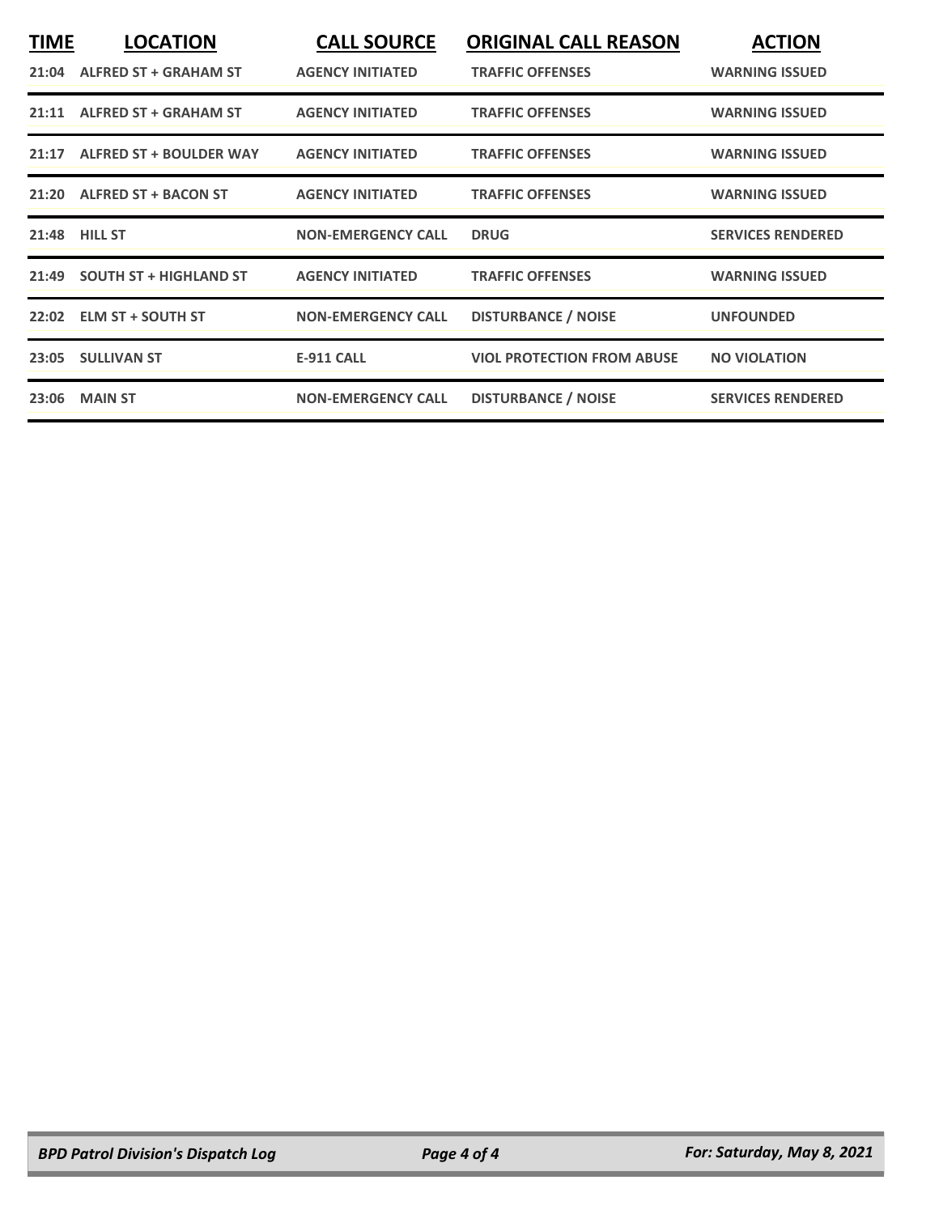| TIME | LOCATION | CALL SOURCE | ORIGINAL CALL REASON | ACTION |
|---|---|---|---|---|
| 21:04 | ALFRED ST + GRAHAM ST | AGENCY INITIATED | TRAFFIC OFFENSES | WARNING ISSUED |
| 21:11 | ALFRED ST + GRAHAM ST | AGENCY INITIATED | TRAFFIC OFFENSES | WARNING ISSUED |
| 21:17 | ALFRED ST + BOULDER WAY | AGENCY INITIATED | TRAFFIC OFFENSES | WARNING ISSUED |
| 21:20 | ALFRED ST + BACON ST | AGENCY INITIATED | TRAFFIC OFFENSES | WARNING ISSUED |
| 21:48 | HILL ST | NON-EMERGENCY CALL | DRUG | SERVICES RENDERED |
| 21:49 | SOUTH ST + HIGHLAND ST | AGENCY INITIATED | TRAFFIC OFFENSES | WARNING ISSUED |
| 22:02 | ELM ST + SOUTH ST | NON-EMERGENCY CALL | DISTURBANCE / NOISE | UNFOUNDED |
| 23:05 | SULLIVAN ST | E-911 CALL | VIOL PROTECTION FROM ABUSE | NO VIOLATION |
| 23:06 | MAIN ST | NON-EMERGENCY CALL | DISTURBANCE / NOISE | SERVICES RENDERED |